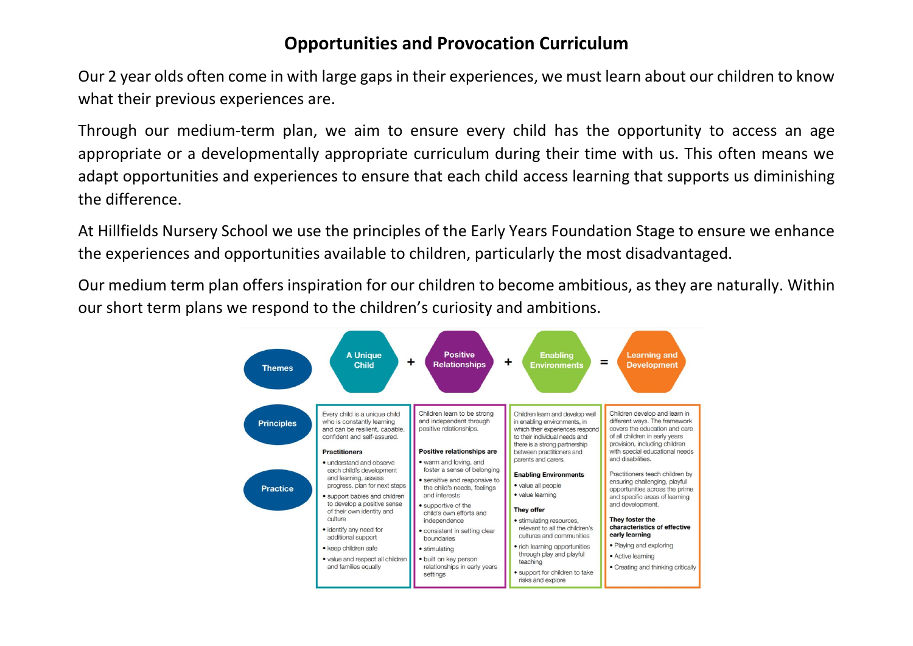# Opportunities and Provocation Curriculum

Our 2 year olds often come in with large gaps in their experiences, we must learn about our children to know what their previous experiences are.

Through our medium-term plan, we aim to ensure every child has the opportunity to access an age appropriate or a developmentally appropriate curriculum during their time with us. This often means we adapt opportunities and experiences to ensure that each child access learning that supports us diminishing the difference.

At Hillfields Nursery School we use the principles of the Early Years Foundation Stage to ensure we enhance the experiences and opportunities available to children, particularly the most disadvantaged.

Our medium term plan offers inspiration for our children to become ambitious, as they are naturally. Within our short term plans we respond to the children's curiosity and ambitions.

| Themes | A Unique Child + | Positive Relationships + | Enabling Environments = | Learning and Development |
|---|---|---|---|---|
| Principles / Practice | Every child is a unique child who is constantly learning and can be resilient, capable, confident and self-assured.<br><br>**Practitioners**<br>• understand and observe each child's development and learning, assess progress, plan for next steps<br>• support babies and children to develop a positive sense of their own identity and culture<br>• identify any need for additional support<br>• keep children safe<br>• value and respect all children and families equally | Children learn to be strong and independent through positive relationships.<br><br>**Positive relationships are**<br>• warm and loving, and foster a sense of belonging<br>• sensitive and responsive to the child's needs, feelings and interests<br>• supportive of the child's own efforts and independence<br>• consistent in setting clear boundaries<br>• stimulating<br>• built on key person relationships in early years settings | Children learn and develop well in enabling environments, in which their experiences respond to their individual needs and there is a strong partnership between practitioners and parents and carers.<br><br>**Enabling Environments**<br>• value all people<br>• value learning<br><br>**They offer**<br>• stimulating resources, relevant to all the children's cultures and communities<br>• rich learning opportunities through play and playful teaching<br>• support for children to take risks and explore | Children develop and learn in different ways. The framework covers the education and care of all children in early years provision, including children with special educational needs and disabilities.<br><br>Practitioners teach children by ensuring challenging, playful opportunities across the prime and specific areas of learning and development.<br><br>**They foster the characteristics of effective early learning**<br>• Playing and exploring<br>• Active learning<br>• Creating and thinking critically |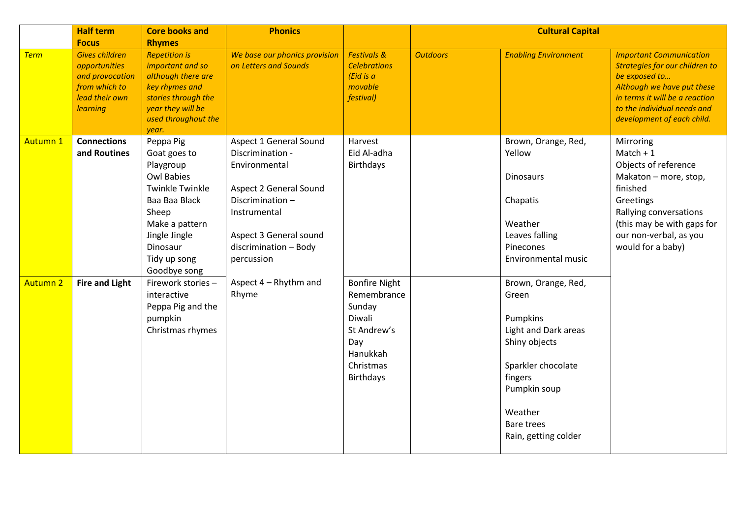| | Half term Focus | Core books and Rhymes | Phonics | | Cultural Capital | | |
|---|---|---|---|---|---|---|---|
| *Term* | *Gives children opportunities and provocation from which to lead their own learning* | *Repetition is important and so although there are key rhymes and stories through the year they will be used throughout the year.* | *We base our phonics provision on Letters and Sounds* | *Festivals & Celebrations (Eid is a movable festival)* | *Outdoors* | *Enabling Environment* | *Important Communication Strategies for our children to be exposed to… Although we have put these in terms it will be a reaction to the individual needs and development of each child.* |
| Autumn 1 | **Connections and Routines** | Peppa Pig<br>Goat goes to Playgroup<br>Owl Babies<br>Twinkle Twinkle<br>Baa Baa Black Sheep<br>Make a pattern<br>Jingle Jingle Dinosaur<br>Tidy up song<br>Goodbye song | Aspect 1 General Sound Discrimination - Environmental<br><br>Aspect 2 General Sound Discrimination – Instrumental<br><br>Aspect 3 General sound discrimination – Body percussion | Harvest<br>Eid Al-adha<br>Birthdays | | Brown, Orange, Red, Yellow<br><br>Dinosaurs<br><br>Chapatis<br><br>Weather<br>Leaves falling<br>Pinecones<br>Environmental music | Mirroring<br>Match + 1<br>Objects of reference<br>Makaton – more, stop, finished<br>Greetings<br>Rallying conversations (this may be with gaps for our non-verbal, as you would for a baby) |
| Autumn 2 | **Fire and Light** | Firework stories – interactive<br>Peppa Pig and the pumpkin<br>Christmas rhymes | Aspect 4 – Rhythm and Rhyme | Bonfire Night<br>Remembrance Sunday<br>Diwali<br>St Andrew's Day<br>Hanukkah<br>Christmas<br>Birthdays | | Brown, Orange, Red, Green<br><br>Pumpkins<br>Light and Dark areas<br>Shiny objects<br><br>Sparkler chocolate fingers<br>Pumpkin soup<br><br>Weather<br>Bare trees<br>Rain, getting colder | |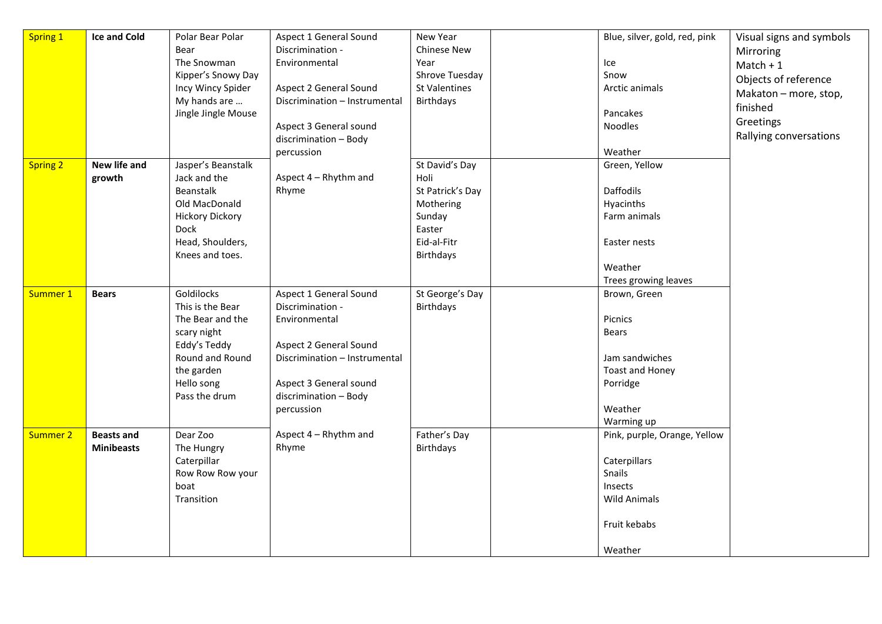| | | | | | | | |
|---|---|---|---|---|---|---|---|
| Spring 1 | **Ice and Cold** | Polar Bear Polar Bear<br>The Snowman<br>Kipper's Snowy Day<br>Incy Wincy Spider<br>My hands are …<br>Jingle Jingle Mouse | Aspect 1 General Sound Discrimination - Environmental<br><br>Aspect 2 General Sound Discrimination – Instrumental<br><br>Aspect 3 General sound discrimination – Body percussion<br><br>Aspect 4 – Rhythm and Rhyme | New Year<br>Chinese New Year<br>Shrove Tuesday<br>St Valentines<br>Birthdays | | Blue, silver, gold, red, pink<br><br>Ice<br>Snow<br>Arctic animals<br><br>Pancakes<br>Noodles<br><br>Weather | Visual signs and symbols<br>Mirroring<br>Match + 1<br>Objects of reference<br>Makaton – more, stop, finished<br>Greetings<br>Rallying conversations |
| Spring 2 | **New life and growth** | Jasper's Beanstalk<br>Jack and the Beanstalk<br>Old MacDonald<br>Hickory Dickory Dock<br>Head, Shoulders, Knees and toes. | | St David's Day<br>Holi<br>St Patrick's Day<br>Mothering Sunday<br>Easter<br>Eid-al-Fitr<br>Birthdays | | Green, Yellow<br><br>Daffodils<br>Hyacinths<br>Farm animals<br><br>Easter nests<br><br>Weather<br>Trees growing leaves | |
| Summer 1 | **Bears** | Goldilocks<br>This is the Bear<br>The Bear and the scary night<br>Eddy's Teddy<br>Round and Round the garden<br>Hello song<br>Pass the drum | Aspect 1 General Sound Discrimination - Environmental<br><br>Aspect 2 General Sound Discrimination – Instrumental<br><br>Aspect 3 General sound discrimination – Body percussion<br><br>Aspect 4 – Rhythm and Rhyme | St George's Day<br>Birthdays | | Brown, Green<br><br>Picnics<br>Bears<br><br>Jam sandwiches<br>Toast and Honey<br>Porridge<br><br>Weather<br>Warming up | |
| Summer 2 | **Beasts and Minibeasts** | Dear Zoo<br>The Hungry Caterpillar<br>Row Row Row your boat<br>Transition | | Father's Day<br>Birthdays | | Pink, purple, Orange, Yellow<br><br>Caterpillars<br>Snails<br>Insects<br>Wild Animals<br><br>Fruit kebabs<br><br>Weather | |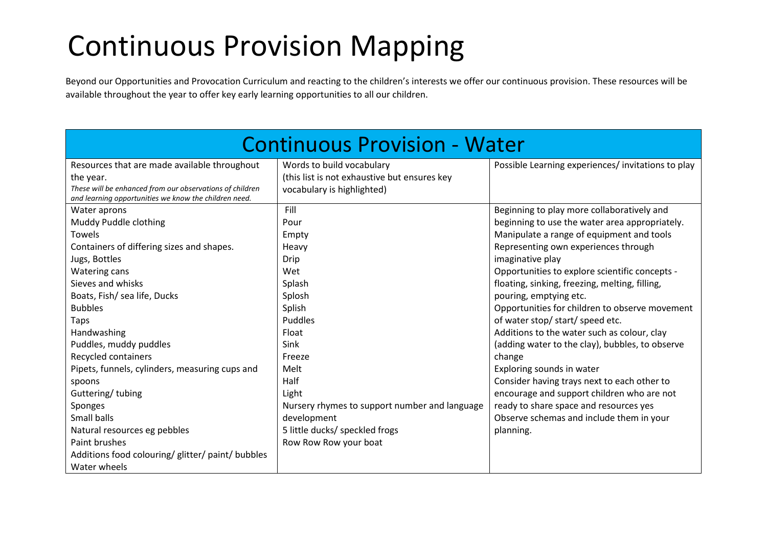# Continuous Provision Mapping

Beyond our Opportunities and Provocation Curriculum and reacting to the children's interests we offer our continuous provision. These resources will be available throughout the year to offer key early learning opportunities to all our children.

## Continuous Provision - Water

| Resources that are made available throughout the year. *These will be enhanced from our observations of children and learning opportunities we know the children need.* | Words to build vocabulary (this list is not exhaustive but ensures key vocabulary is highlighted) | Possible Learning experiences/ invitations to play |
|---|---|---|
| Water aprons<br>Muddy Puddle clothing<br>Towels<br>Containers of differing sizes and shapes.<br>Jugs, Bottles<br>Watering cans<br>Sieves and whisks<br>Boats, Fish/ sea life, Ducks<br>Bubbles<br>Taps<br>Handwashing<br>Puddles, muddy puddles<br>Recycled containers<br>Pipets, funnels, cylinders, measuring cups and spoons<br>Guttering/ tubing<br>Sponges<br>Small balls<br>Natural resources eg pebbles<br>Paint brushes<br>Additions food colouring/ glitter/ paint/ bubbles<br>Water wheels | Fill<br>Pour<br>Empty<br>Heavy<br>Drip<br>Wet<br>Splash<br>Splosh<br>Splish<br>Puddles<br>Float<br>Sink<br>Freeze<br>Melt<br>Half<br>Light<br>Nursery rhymes to support number and language development<br>5 little ducks/ speckled frogs<br>Row Row Row your boat | Beginning to play more collaboratively and beginning to use the water area appropriately.<br>Manipulate a range of equipment and tools<br>Representing own experiences through imaginative play<br>Opportunities to explore scientific concepts - floating, sinking, freezing, melting, filling, pouring, emptying etc.<br>Opportunities for children to observe movement of water stop/ start/ speed etc.<br>Additions to the water such as colour, clay (adding water to the clay), bubbles, to observe change<br>Exploring sounds in water<br>Consider having trays next to each other to encourage and support children who are not ready to share space and resources yes<br>Observe schemas and include them in your planning. |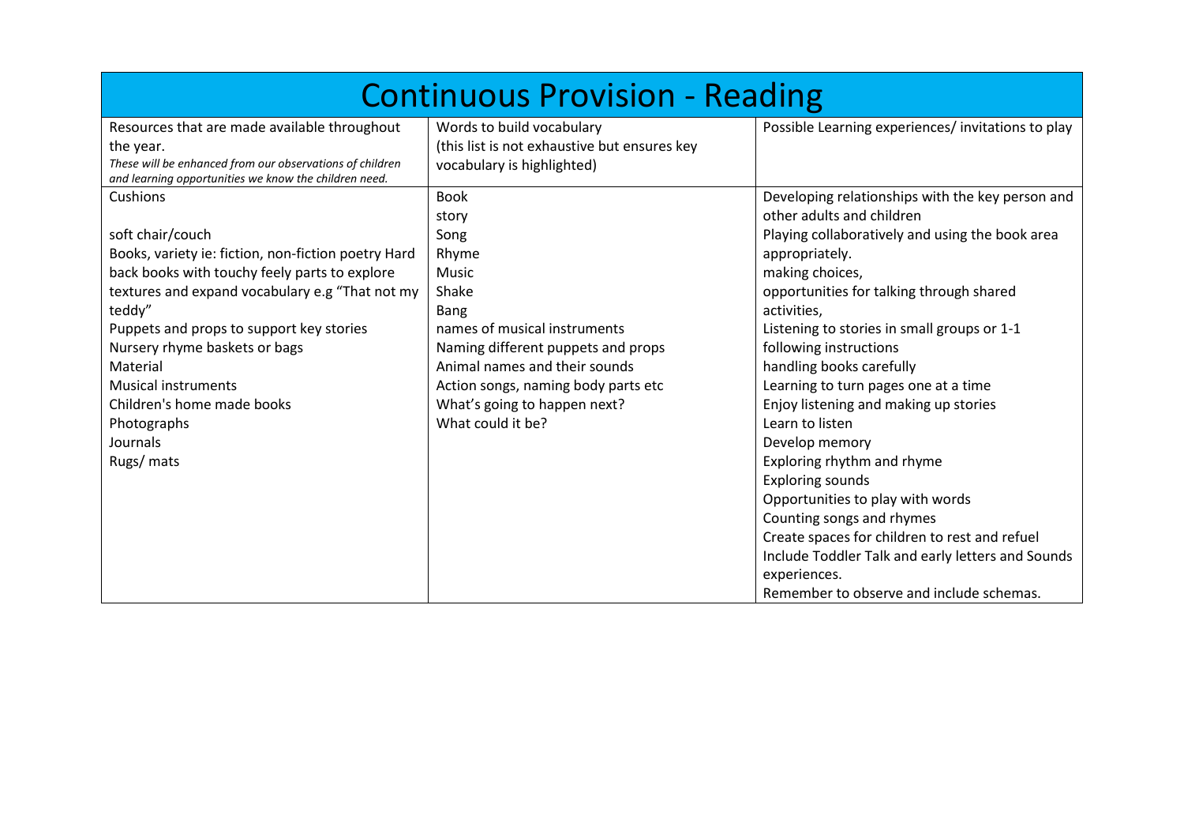# Continuous Provision - Reading

| Resources that are made available throughout the year. *These will be enhanced from our observations of children and learning opportunities we know the children need.* | Words to build vocabulary (this list is not exhaustive but ensures key vocabulary is highlighted) | Possible Learning experiences/ invitations to play |
|---|---|---|
| Cushions<br><br>soft chair/couch<br>Books, variety ie: fiction, non-fiction poetry Hard back books with touchy feely parts to explore textures and expand vocabulary e.g "That not my teddy"<br>Puppets and props to support key stories<br>Nursery rhyme baskets or bags<br>Material<br>Musical instruments<br>Children's home made books<br>Photographs<br>Journals<br>Rugs/ mats | Book<br>story<br>Song<br>Rhyme<br>Music<br>Shake<br>Bang<br>names of musical instruments<br>Naming different puppets and props<br>Animal names and their sounds<br>Action songs, naming body parts etc<br>What's going to happen next?<br>What could it be? | Developing relationships with the key person and other adults and children<br>Playing collaboratively and using the book area appropriately.<br>making choices,<br>opportunities for talking through shared activities,<br>Listening to stories in small groups or 1-1<br>following instructions<br>handling books carefully<br>Learning to turn pages one at a time<br>Enjoy listening and making up stories<br>Learn to listen<br>Develop memory<br>Exploring rhythm and rhyme<br>Exploring sounds<br>Opportunities to play with words<br>Counting songs and rhymes<br>Create spaces for children to rest and refuel<br>Include Toddler Talk and early letters and Sounds experiences.<br>Remember to observe and include schemas. |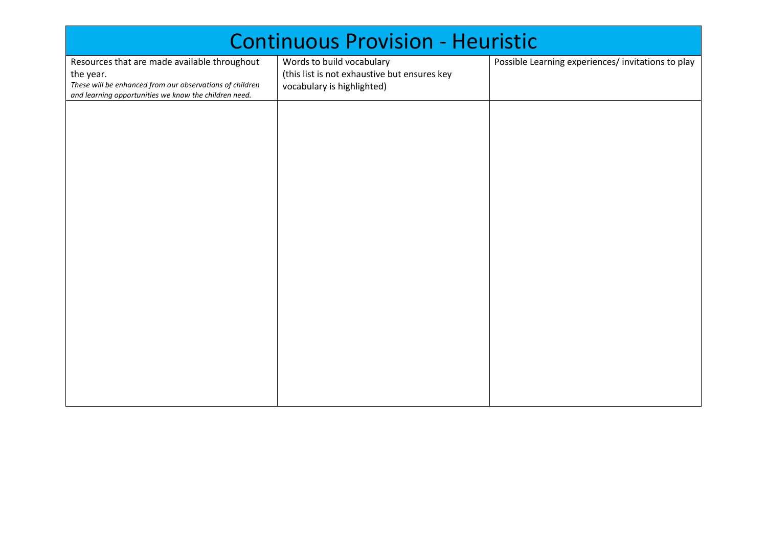# Continuous Provision - Heuristic

| Resources that are made available throughout the year.<br>*These will be enhanced from our observations of children and learning opportunities we know the children need.* | Words to build vocabulary<br>(this list is not exhaustive but ensures key vocabulary is highlighted) | Possible Learning experiences/ invitations to play |
|---|---|---|
| | | |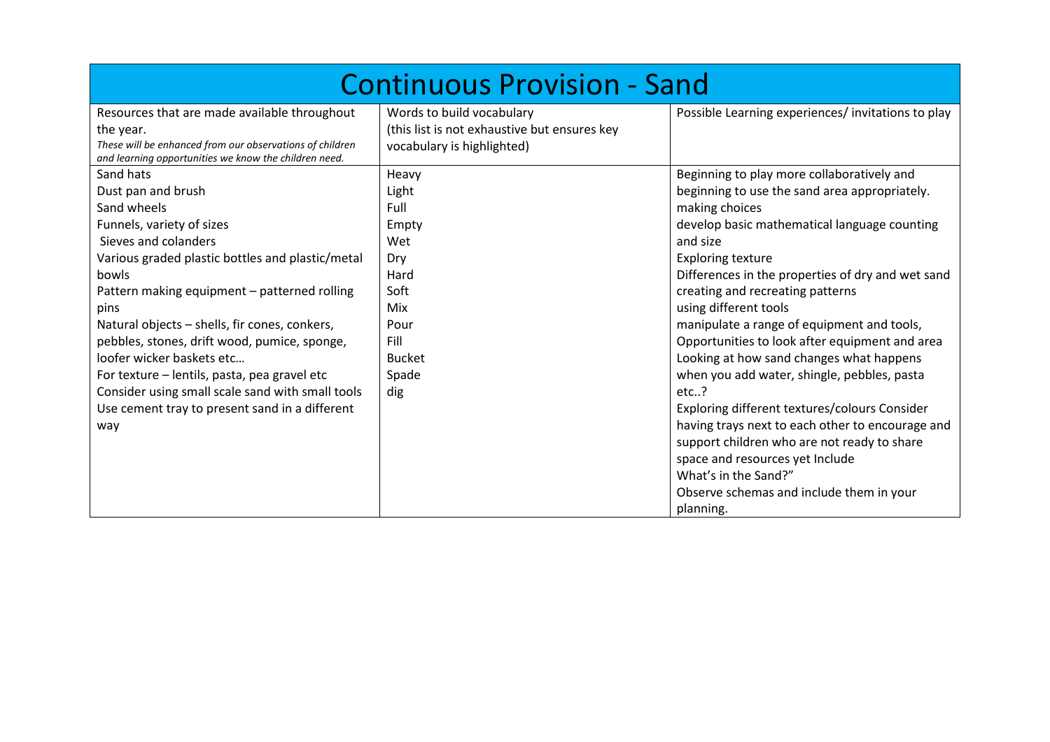# Continuous Provision - Sand

| Resources that are made available throughout the year.<br>*These will be enhanced from our observations of children and learning opportunities we know the children need.* | Words to build vocabulary<br>(this list is not exhaustive but ensures key vocabulary is highlighted) | Possible Learning experiences/ invitations to play |
|---|---|---|
| Sand hats<br>Dust pan and brush<br>Sand wheels<br>Funnels, variety of sizes<br>Sieves and colanders<br>Various graded plastic bottles and plastic/metal bowls<br>Pattern making equipment – patterned rolling pins<br>Natural objects – shells, fir cones, conkers, pebbles, stones, drift wood, pumice, sponge, loofer wicker baskets etc…<br>For texture – lentils, pasta, pea gravel etc<br>Consider using small scale sand with small tools<br>Use cement tray to present sand in a different way | Heavy<br>Light<br>Full<br>Empty<br>Wet<br>Dry<br>Hard<br>Soft<br>Mix<br>Pour<br>Fill<br>Bucket<br>Spade<br>dig | Beginning to play more collaboratively and beginning to use the sand area appropriately.<br>making choices<br>develop basic mathematical language counting and size<br>Exploring texture<br>Differences in the properties of dry and wet sand<br>creating and recreating patterns<br>using different tools<br>manipulate a range of equipment and tools,<br>Opportunities to look after equipment and area<br>Looking at how sand changes what happens when you add water, shingle, pebbles, pasta etc..?<br>Exploring different textures/colours Consider having trays next to each other to encourage and support children who are not ready to share space and resources yet Include<br>What's in the Sand?"<br>Observe schemas and include them in your planning. |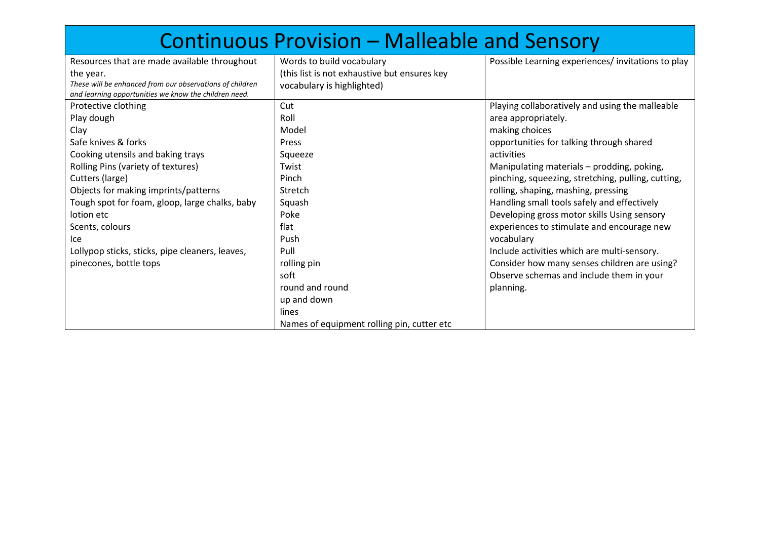# Continuous Provision – Malleable and Sensory

| Resources that are made available throughout the year. *These will be enhanced from our observations of children and learning opportunities we know the children need.* | Words to build vocabulary (this list is not exhaustive but ensures key vocabulary is highlighted) | Possible Learning experiences/ invitations to play |
|---|---|---|
| Protective clothing<br>Play dough<br>Clay<br>Safe knives & forks<br>Cooking utensils and baking trays<br>Rolling Pins (variety of textures)<br>Cutters (large)<br>Objects for making imprints/patterns<br>Tough spot for foam, gloop, large chalks, baby lotion etc<br>Scents, colours<br>Ice<br>Lollypop sticks, sticks, pipe cleaners, leaves, pinecones, bottle tops | Cut<br>Roll<br>Model<br>Press<br>Squeeze<br>Twist<br>Pinch<br>Stretch<br>Squash<br>Poke<br>flat<br>Push<br>Pull<br>rolling pin<br>soft<br>round and round<br>up and down<br>lines<br>Names of equipment rolling pin, cutter etc | Playing collaboratively and using the malleable area appropriately.<br>making choices<br>opportunities for talking through shared activities<br>Manipulating materials – prodding, poking, pinching, squeezing, stretching, pulling, cutting, rolling, shaping, mashing, pressing<br>Handling small tools safely and effectively<br>Developing gross motor skills Using sensory experiences to stimulate and encourage new vocabulary<br>Include activities which are multi-sensory.<br>Consider how many senses children are using?<br>Observe schemas and include them in your planning. |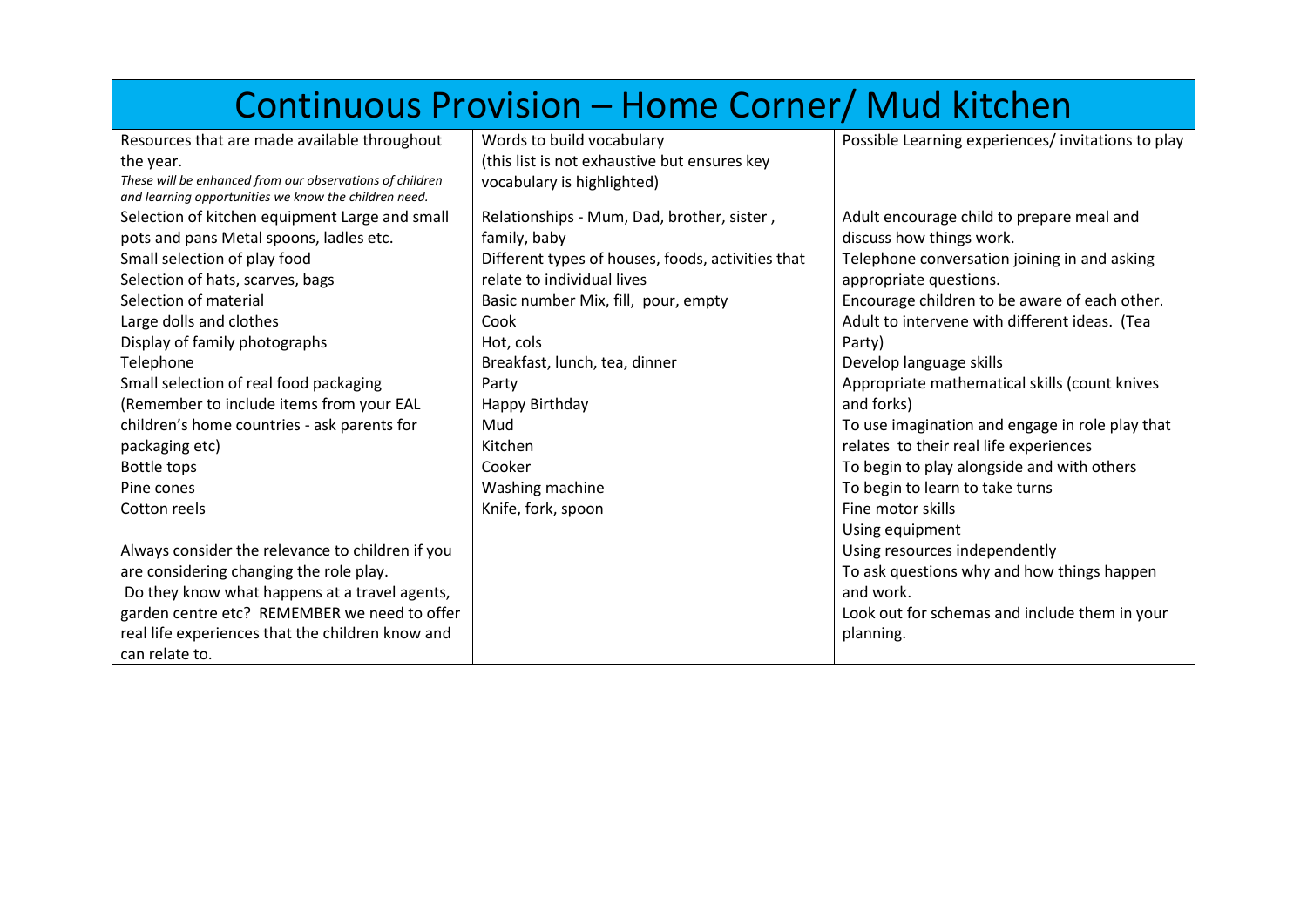# Continuous Provision – Home Corner/ Mud kitchen

| Resources that are made available throughout the year.<br>*These will be enhanced from our observations of children and learning opportunities we know the children need.* | Words to build vocabulary<br>(this list is not exhaustive but ensures key vocabulary is highlighted) | Possible Learning experiences/ invitations to play |
|---|---|---|
| Selection of kitchen equipment Large and small pots and pans Metal spoons, ladles etc.<br>Small selection of play food<br>Selection of hats, scarves, bags<br>Selection of material<br>Large dolls and clothes<br>Display of family photographs<br>Telephone<br>Small selection of real food packaging (Remember to include items from your EAL children's home countries - ask parents for packaging etc)<br>Bottle tops<br>Pine cones<br>Cotton reels<br><br>Always consider the relevance to children if you are considering changing the role play.<br>Do they know what happens at a travel agents, garden centre etc? REMEMBER we need to offer real life experiences that the children know and can relate to. | Relationships - Mum, Dad, brother, sister , family, baby<br>Different types of houses, foods, activities that relate to individual lives<br>Basic number Mix, fill, pour, empty<br>Cook<br>Hot, cols<br>Breakfast, lunch, tea, dinner<br>Party<br>Happy Birthday<br>Mud<br>Kitchen<br>Cooker<br>Washing machine<br>Knife, fork, spoon | Adult encourage child to prepare meal and discuss how things work.<br>Telephone conversation joining in and asking appropriate questions.<br>Encourage children to be aware of each other.<br>Adult to intervene with different ideas. (Tea Party)<br>Develop language skills<br>Appropriate mathematical skills (count knives and forks)<br>To use imagination and engage in role play that relates to their real life experiences<br>To begin to play alongside and with others<br>To begin to learn to take turns<br>Fine motor skills<br>Using equipment<br>Using resources independently<br>To ask questions why and how things happen and work.<br>Look out for schemas and include them in your planning. |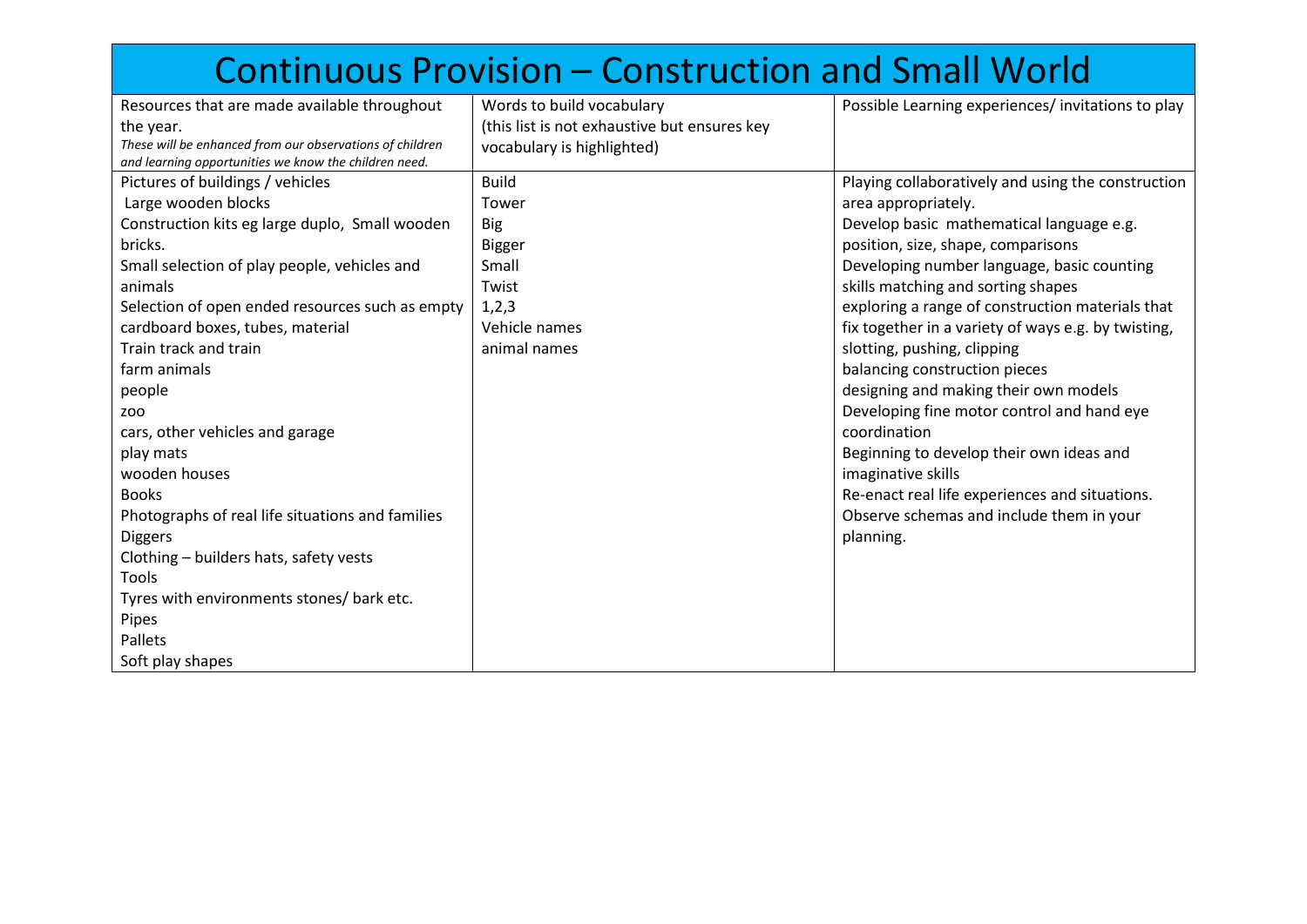# Continuous Provision – Construction and Small World

| Resources that are made available throughout the year. *These will be enhanced from our observations of children and learning opportunities we know the children need.* | Words to build vocabulary (this list is not exhaustive but ensures key vocabulary is highlighted) | Possible Learning experiences/ invitations to play |
|---|---|---|
| Pictures of buildings / vehicles<br>Large wooden blocks<br>Construction kits eg large duplo, Small wooden bricks.<br>Small selection of play people, vehicles and animals<br>Selection of open ended resources such as empty cardboard boxes, tubes, material<br>Train track and train<br>farm animals<br>people<br>zoo<br>cars, other vehicles and garage<br>play mats<br>wooden houses<br>Books<br>Photographs of real life situations and families<br>Diggers<br>Clothing – builders hats, safety vests<br>Tools<br>Tyres with environments stones/ bark etc.<br>Pipes<br>Pallets<br>Soft play shapes | Build<br>Tower<br>Big<br>Bigger<br>Small<br>Twist<br>1,2,3<br>Vehicle names<br>animal names | Playing collaboratively and using the construction area appropriately.<br>Develop basic mathematical language e.g. position, size, shape, comparisons<br>Developing number language, basic counting skills matching and sorting shapes<br>exploring a range of construction materials that fix together in a variety of ways e.g. by twisting, slotting, pushing, clipping<br>balancing construction pieces<br>designing and making their own models<br>Developing fine motor control and hand eye coordination<br>Beginning to develop their own ideas and imaginative skills<br>Re-enact real life experiences and situations.<br>Observe schemas and include them in your planning. |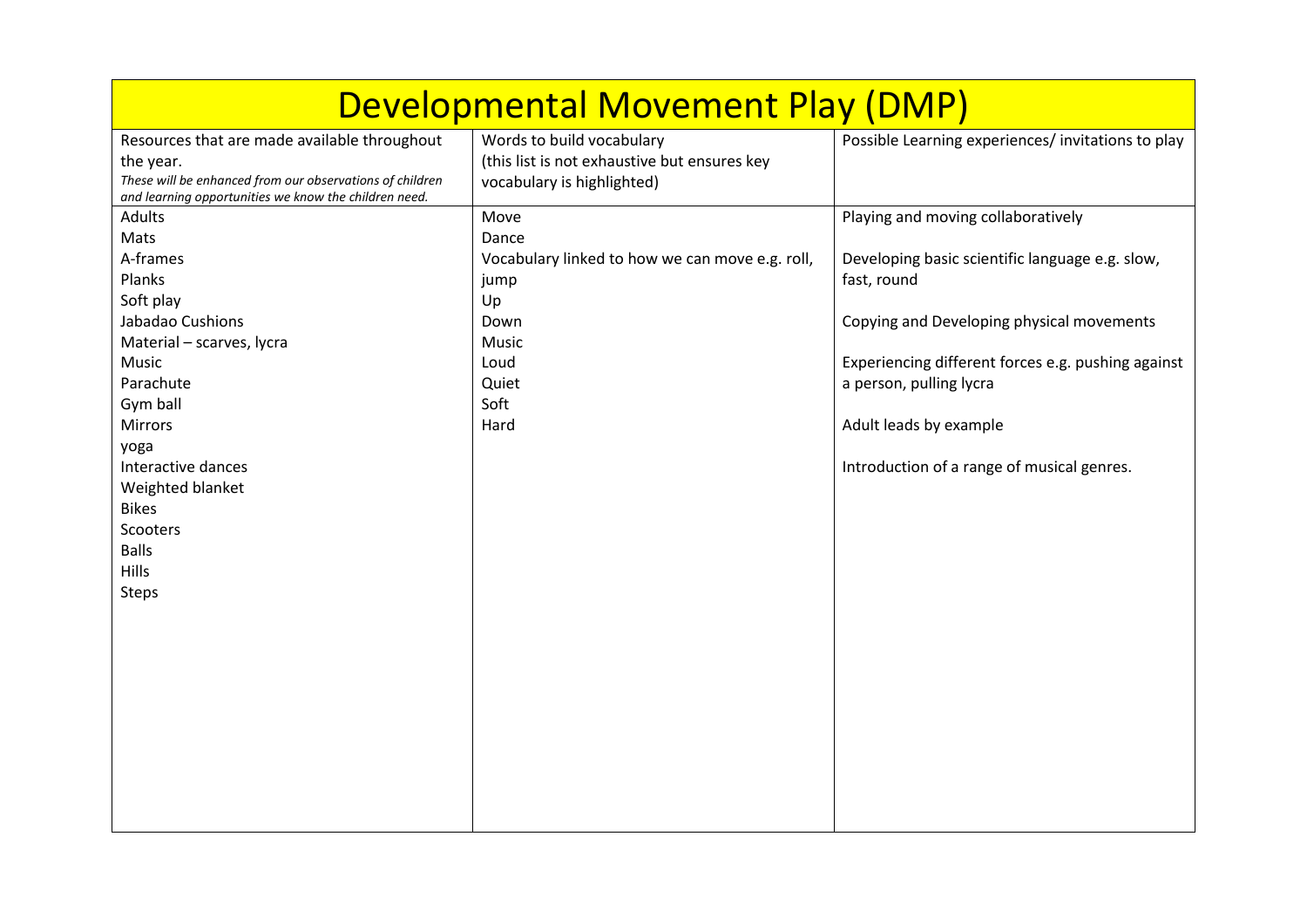# Developmental Movement Play (DMP)

| Resources that are made available throughout the year. *These will be enhanced from our observations of children and learning opportunities we know the children need.* | Words to build vocabulary (this list is not exhaustive but ensures key vocabulary is highlighted) | Possible Learning experiences/ invitations to play |
|---|---|---|
| Adults<br>Mats<br>A-frames<br>Planks<br>Soft play<br>Jabadao Cushions<br>Material – scarves, lycra<br>Music<br>Parachute<br>Gym ball<br>Mirrors<br>yoga<br>Interactive dances<br>Weighted blanket<br>Bikes<br>Scooters<br>Balls<br>Hills<br>Steps | Move<br>Dance<br>Vocabulary linked to how we can move e.g. roll, jump<br>Up<br>Down<br>Music<br>Loud<br>Quiet<br>Soft<br>Hard | Playing and moving collaboratively<br><br>Developing basic scientific language e.g. slow, fast, round<br><br>Copying and Developing physical movements<br><br>Experiencing different forces e.g. pushing against a person, pulling lycra<br><br>Adult leads by example<br><br>Introduction of a range of musical genres. |